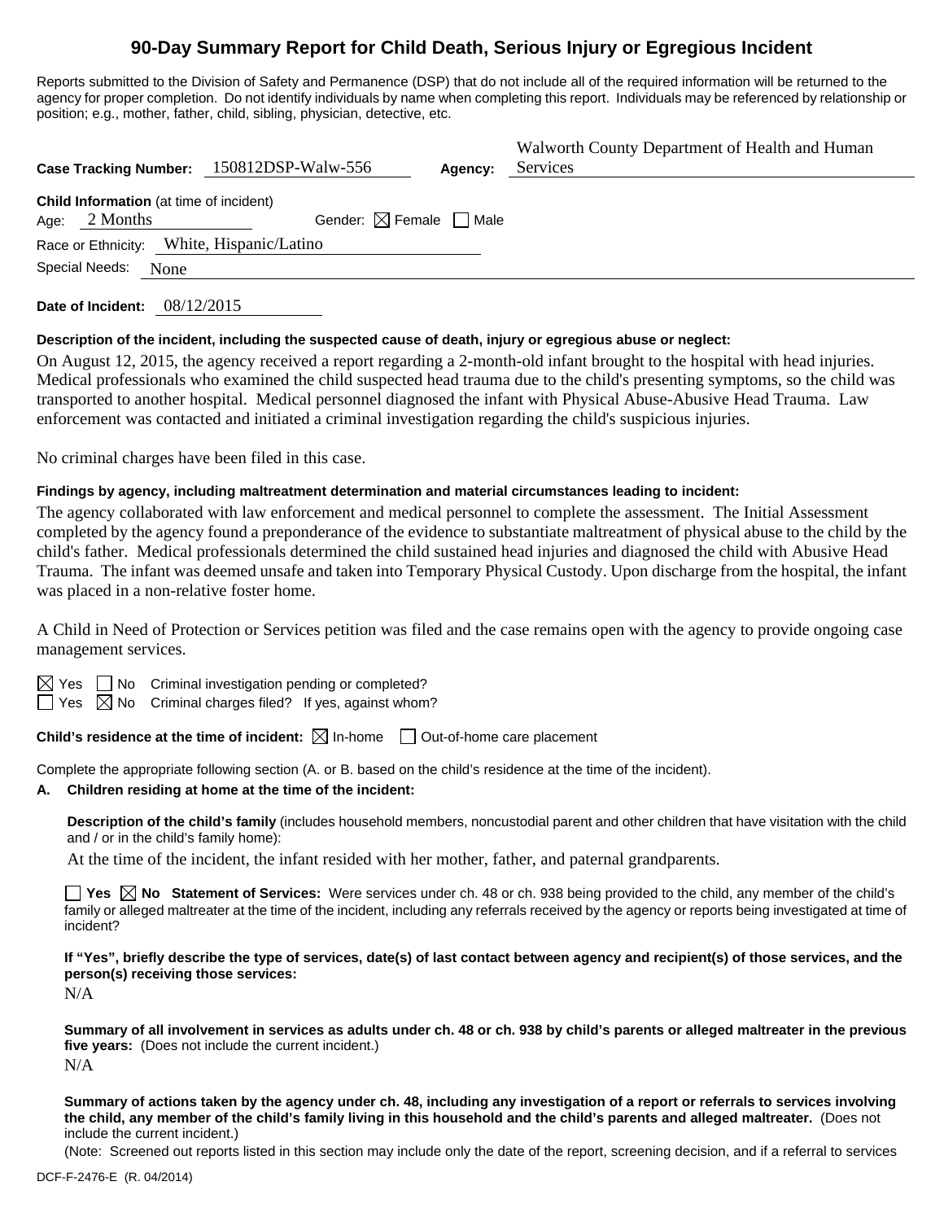# 90-Day Summary Report for Child Death, Serious Injury or Egregious Incident

Reports submitted to the Division of Safety and Permanence (DSP) that do not include all of the required information will be returned to the agency for proper completion. Do not identify individuals by name when completing this report. Individuals may be referenced by relationship or position; e.g., mother, father, child, sibling, physician, detective, etc.

**Case Tracking Number:** 150812DSP-Walw-556 **Agency:** Walworth County Department of Health and Human Services

**Child Information** (at time of incident)

Age: 2 Months Gender: ☒ Female ☐ Male

Race or Ethnicity: White, Hispanic/Latino

Special Needs: None

**Date of Incident:** 08/12/2015

**Description of the incident, including the suspected cause of death, injury or egregious abuse or neglect:**

On August 12, 2015, the agency received a report regarding a 2-month-old infant brought to the hospital with head injuries. Medical professionals who examined the child suspected head trauma due to the child's presenting symptoms, so the child was transported to another hospital. Medical personnel diagnosed the infant with Physical Abuse-Abusive Head Trauma. Law enforcement was contacted and initiated a criminal investigation regarding the child's suspicious injuries.

No criminal charges have been filed in this case.

**Findings by agency, including maltreatment determination and material circumstances leading to incident:**

The agency collaborated with law enforcement and medical personnel to complete the assessment. The Initial Assessment completed by the agency found a preponderance of the evidence to substantiate maltreatment of physical abuse to the child by the child's father. Medical professionals determined the child sustained head injuries and diagnosed the child with Abusive Head Trauma. The infant was deemed unsafe and taken into Temporary Physical Custody. Upon discharge from the hospital, the infant was placed in a non-relative foster home.

A Child in Need of Protection or Services petition was filed and the case remains open with the agency to provide ongoing case management services.

☒ Yes ☐ No Criminal investigation pending or completed?

☐ Yes ☒ No Criminal charges filed? If yes, against whom?

**Child's residence at the time of incident:** ☒ In-home ☐ Out-of-home care placement

Complete the appropriate following section (A. or B. based on the child's residence at the time of the incident).

**A. Children residing at home at the time of the incident:**

**Description of the child's family** (includes household members, noncustodial parent and other children that have visitation with the child and / or in the child's family home):

At the time of the incident, the infant resided with her mother, father, and paternal grandparents.

☐ **Yes** ☒ **No Statement of Services:** Were services under ch. 48 or ch. 938 being provided to the child, any member of the child's family or alleged maltreater at the time of the incident, including any referrals received by the agency or reports being investigated at time of incident?

**If "Yes", briefly describe the type of services, date(s) of last contact between agency and recipient(s) of those services, and the person(s) receiving those services:**

N/A

**Summary of all involvement in services as adults under ch. 48 or ch. 938 by child's parents or alleged maltreater in the previous five years:** (Does not include the current incident.)

N/A

**Summary of actions taken by the agency under ch. 48, including any investigation of a report or referrals to services involving the child, any member of the child's family living in this household and the child's parents and alleged maltreater.** (Does not include the current incident.)

(Note: Screened out reports listed in this section may include only the date of the report, screening decision, and if a referral to services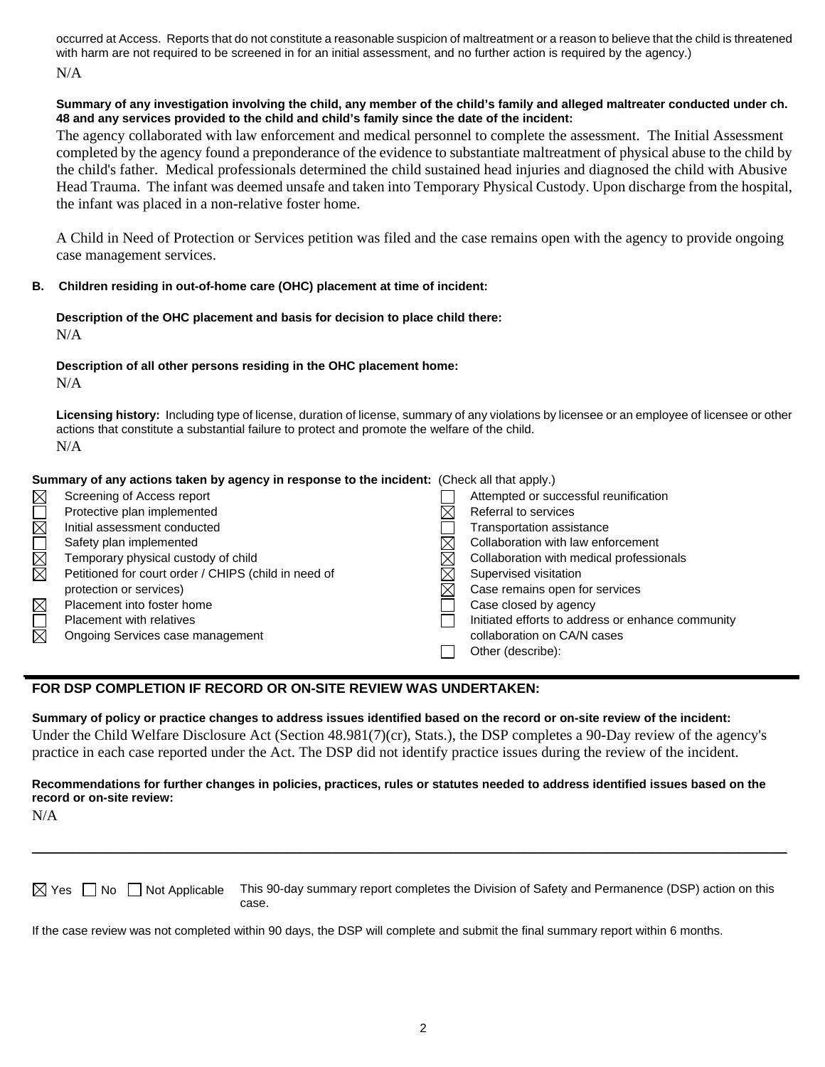occurred at Access. Reports that do not constitute a reasonable suspicion of maltreatment or a reason to believe that the child is threatened with harm are not required to be screened in for an initial assessment, and no further action is required by the agency.)

N/A

**Summary of any investigation involving the child, any member of the child's family and alleged maltreater conducted under ch. 48 and any services provided to the child and child's family since the date of the incident:**

The agency collaborated with law enforcement and medical personnel to complete the assessment. The Initial Assessment completed by the agency found a preponderance of the evidence to substantiate maltreatment of physical abuse to the child by the child's father. Medical professionals determined the child sustained head injuries and diagnosed the child with Abusive Head Trauma. The infant was deemed unsafe and taken into Temporary Physical Custody. Upon discharge from the hospital, the infant was placed in a non-relative foster home.

A Child in Need of Protection or Services petition was filed and the case remains open with the agency to provide ongoing case management services.

**B. Children residing in out-of-home care (OHC) placement at time of incident:**

**Description of the OHC placement and basis for decision to place child there:**

N/A

**Description of all other persons residing in the OHC placement home:**

N/A

**Licensing history:** Including type of license, duration of license, summary of any violations by licensee or an employee of licensee or other actions that constitute a substantial failure to protect and promote the welfare of the child.

N/A

**Summary of any actions taken by agency in response to the incident:** (Check all that apply.)

- ☒ Screening of Access report
- ☐ Protective plan implemented
- ☒ Initial assessment conducted
- ☐ Safety plan implemented
- ☒ Temporary physical custody of child
- ☒ Petitioned for court order / CHIPS (child in need of protection or services)
- ☒ Placement into foster home
- ☐ Placement with relatives
- ☒ Ongoing Services case management
- ☐ Attempted or successful reunification
- ☒ Referral to services
- ☐ Transportation assistance
- ☒ Collaboration with law enforcement
- ☒ Collaboration with medical professionals
- ☒ Supervised visitation
- ☒ Case remains open for services
- ☐ Case closed by agency
- ☐ Initiated efforts to address or enhance community collaboration on CA/N cases
- ☐ Other (describe):

---

## FOR DSP COMPLETION IF RECORD OR ON-SITE REVIEW WAS UNDERTAKEN:

**Summary of policy or practice changes to address issues identified based on the record or on-site review of the incident:**

Under the Child Welfare Disclosure Act (Section 48.981(7)(cr), Stats.), the DSP completes a 90-Day review of the agency's practice in each case reported under the Act. The DSP did not identify practice issues during the review of the incident.

**Recommendations for further changes in policies, practices, rules or statutes needed to address identified issues based on the record or on-site review:**

N/A

---

☒ Yes ☐ No ☐ Not Applicable This 90-day summary report completes the Division of Safety and Permanence (DSP) action on this case.

If the case review was not completed within 90 days, the DSP will complete and submit the final summary report within 6 months.